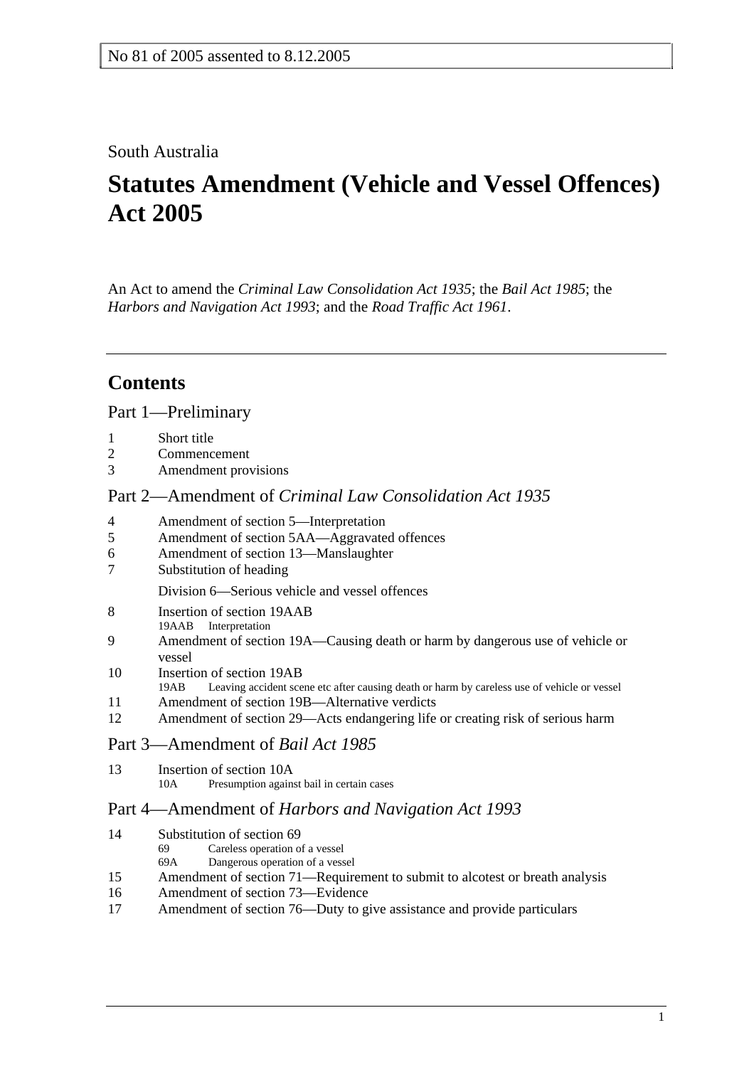No 81 of 2005 assented to 8.12.2005

South Australia

# Statutes Amendment (Vehicle and Vessel Offences) Act 2005

An Act to amend the *Criminal Law Consolidation Act 1935*; the *Bail Act 1985*; the *Harbors and Navigation Act 1993*; and the *Road Traffic Act 1961*.

## Contents

### Part 1—Preliminary

1 Short title
2 Commencement
3 Amendment provisions

### Part 2—Amendment of *Criminal Law Consolidation Act 1935*

4 Amendment of section 5—Interpretation
5 Amendment of section 5AA—Aggravated offences
6 Amendment of section 13—Manslaughter
7 Substitution of heading
Division 6—Serious vehicle and vessel offences
8 Insertion of section 19AAB
19AAB Interpretation
9 Amendment of section 19A—Causing death or harm by dangerous use of vehicle or vessel
10 Insertion of section 19AB
19AB Leaving accident scene etc after causing death or harm by careless use of vehicle or vessel
11 Amendment of section 19B—Alternative verdicts
12 Amendment of section 29—Acts endangering life or creating risk of serious harm

### Part 3—Amendment of *Bail Act 1985*

13 Insertion of section 10A
10A Presumption against bail in certain cases

### Part 4—Amendment of *Harbors and Navigation Act 1993*

14 Substitution of section 69
69 Careless operation of a vessel
69A Dangerous operation of a vessel
15 Amendment of section 71—Requirement to submit to alcotest or breath analysis
16 Amendment of section 73—Evidence
17 Amendment of section 76—Duty to give assistance and provide particulars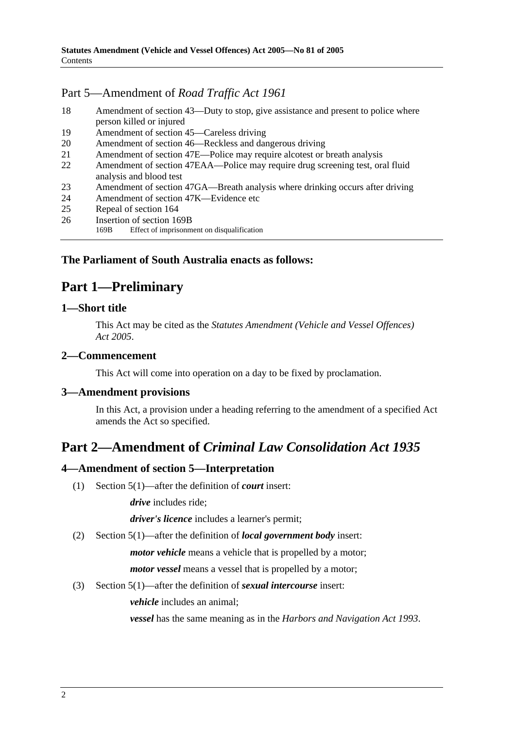## Part 5—Amendment of *Road Traffic Act 1961*

18 Amendment of section 43—Duty to stop, give assistance and present to police where person killed or injured
19 Amendment of section 45—Careless driving
20 Amendment of section 46—Reckless and dangerous driving
21 Amendment of section 47E—Police may require alcotest or breath analysis
22 Amendment of section 47EAA—Police may require drug screening test, oral fluid analysis and blood test
23 Amendment of section 47GA—Breath analysis where drinking occurs after driving
24 Amendment of section 47K—Evidence etc
25 Repeal of section 164
26 Insertion of section 169B
 169B Effect of imprisonment on disqualification

**The Parliament of South Australia enacts as follows:**

# Part 1—Preliminary

### 1—Short title

This Act may be cited as the *Statutes Amendment (Vehicle and Vessel Offences) Act 2005*.

### 2—Commencement

This Act will come into operation on a day to be fixed by proclamation.

### 3—Amendment provisions

In this Act, a provision under a heading referring to the amendment of a specified Act amends the Act so specified.

# Part 2—Amendment of *Criminal Law Consolidation Act 1935*

### 4—Amendment of section 5—Interpretation

(1) Section 5(1)—after the definition of ***court*** insert:

***drive*** includes ride;

***driver's licence*** includes a learner's permit;

(2) Section 5(1)—after the definition of ***local government body*** insert:

***motor vehicle*** means a vehicle that is propelled by a motor;

***motor vessel*** means a vessel that is propelled by a motor;

(3) Section 5(1)—after the definition of ***sexual intercourse*** insert:

***vehicle*** includes an animal;

***vessel*** has the same meaning as in the *Harbors and Navigation Act 1993*.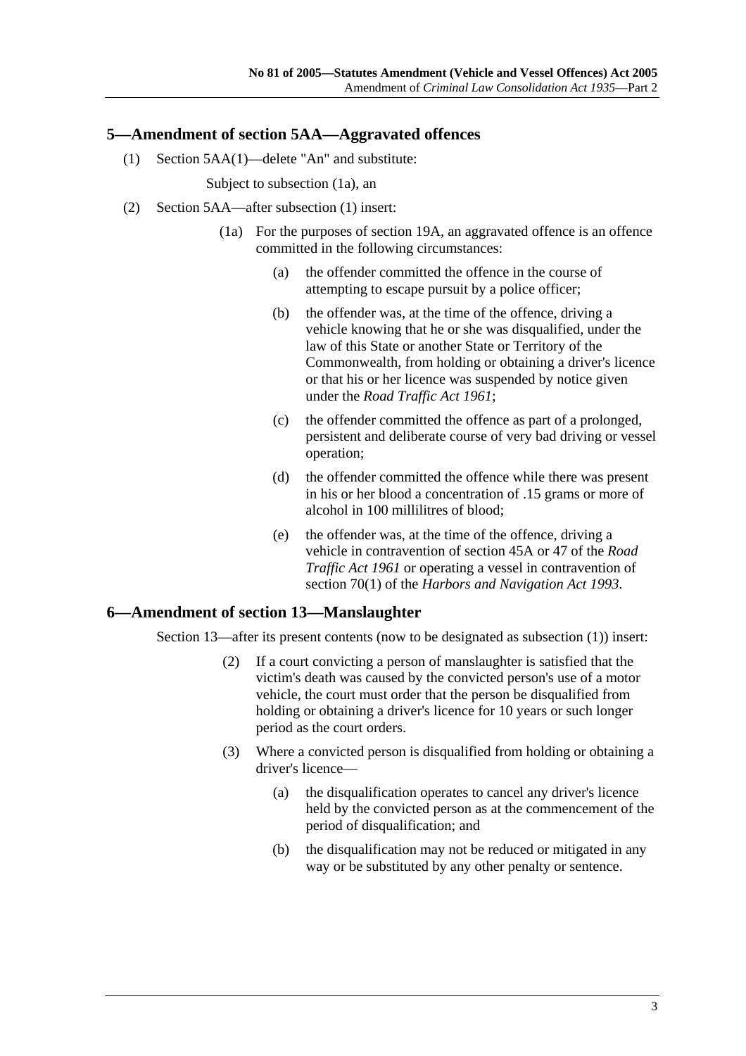## 5—Amendment of section 5AA—Aggravated offences

(1) Section 5AA(1)—delete "An" and substitute:

Subject to subsection (1a), an

(2) Section 5AA—after subsection (1) insert:

(1a) For the purposes of section 19A, an aggravated offence is an offence committed in the following circumstances:

(a) the offender committed the offence in the course of attempting to escape pursuit by a police officer;

(b) the offender was, at the time of the offence, driving a vehicle knowing that he or she was disqualified, under the law of this State or another State or Territory of the Commonwealth, from holding or obtaining a driver's licence or that his or her licence was suspended by notice given under the *Road Traffic Act 1961*;

(c) the offender committed the offence as part of a prolonged, persistent and deliberate course of very bad driving or vessel operation;

(d) the offender committed the offence while there was present in his or her blood a concentration of .15 grams or more of alcohol in 100 millilitres of blood;

(e) the offender was, at the time of the offence, driving a vehicle in contravention of section 45A or 47 of the *Road Traffic Act 1961* or operating a vessel in contravention of section 70(1) of the *Harbors and Navigation Act 1993*.

## 6—Amendment of section 13—Manslaughter

Section 13—after its present contents (now to be designated as subsection (1)) insert:

(2) If a court convicting a person of manslaughter is satisfied that the victim's death was caused by the convicted person's use of a motor vehicle, the court must order that the person be disqualified from holding or obtaining a driver's licence for 10 years or such longer period as the court orders.

(3) Where a convicted person is disqualified from holding or obtaining a driver's licence—

(a) the disqualification operates to cancel any driver's licence held by the convicted person as at the commencement of the period of disqualification; and

(b) the disqualification may not be reduced or mitigated in any way or be substituted by any other penalty or sentence.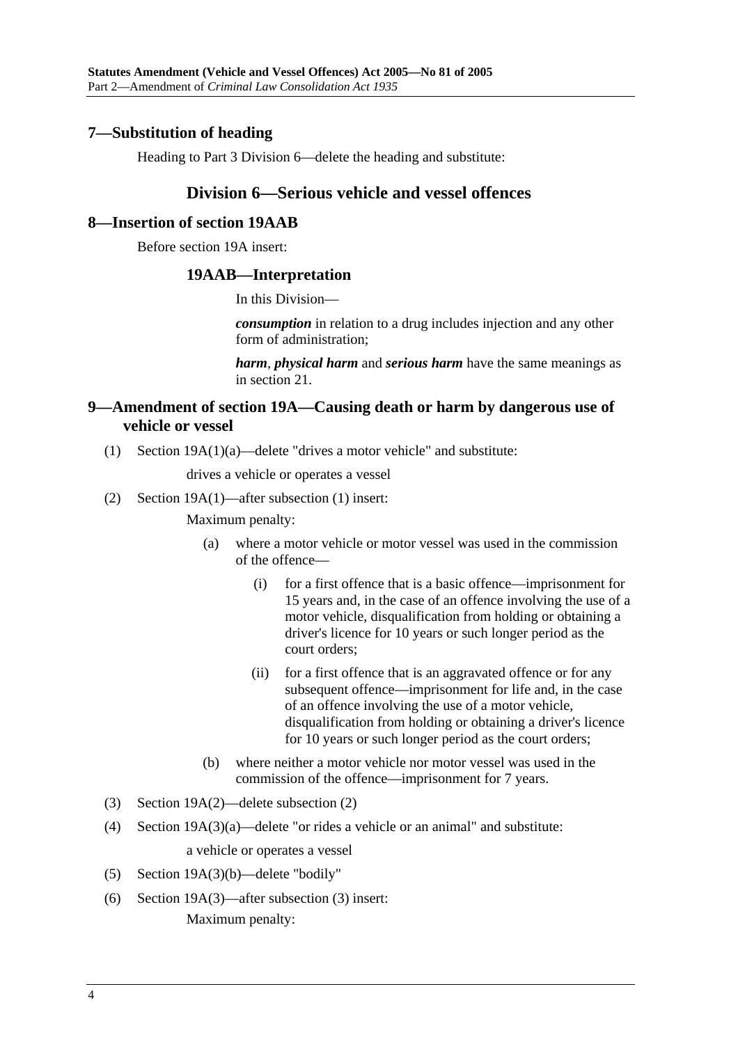## 7—Substitution of heading

Heading to Part 3 Division 6—delete the heading and substitute:

### Division 6—Serious vehicle and vessel offences

## 8—Insertion of section 19AAB

Before section 19A insert:

### 19AAB—Interpretation

In this Division—

***consumption*** in relation to a drug includes injection and any other form of administration;

***harm***, ***physical harm*** and ***serious harm*** have the same meanings as in section 21.

## 9—Amendment of section 19A—Causing death or harm by dangerous use of vehicle or vessel

(1) Section 19A(1)(a)—delete "drives a motor vehicle" and substitute:

drives a vehicle or operates a vessel

(2) Section 19A(1)—after subsection (1) insert:

Maximum penalty:

(a) where a motor vehicle or motor vessel was used in the commission of the offence—

(i) for a first offence that is a basic offence—imprisonment for 15 years and, in the case of an offence involving the use of a motor vehicle, disqualification from holding or obtaining a driver's licence for 10 years or such longer period as the court orders;

(ii) for a first offence that is an aggravated offence or for any subsequent offence—imprisonment for life and, in the case of an offence involving the use of a motor vehicle, disqualification from holding or obtaining a driver's licence for 10 years or such longer period as the court orders;

(b) where neither a motor vehicle nor motor vessel was used in the commission of the offence—imprisonment for 7 years.

(3) Section 19A(2)—delete subsection (2)

(4) Section 19A(3)(a)—delete "or rides a vehicle or an animal" and substitute:

a vehicle or operates a vessel

(5) Section 19A(3)(b)—delete "bodily"

(6) Section 19A(3)—after subsection (3) insert:

Maximum penalty: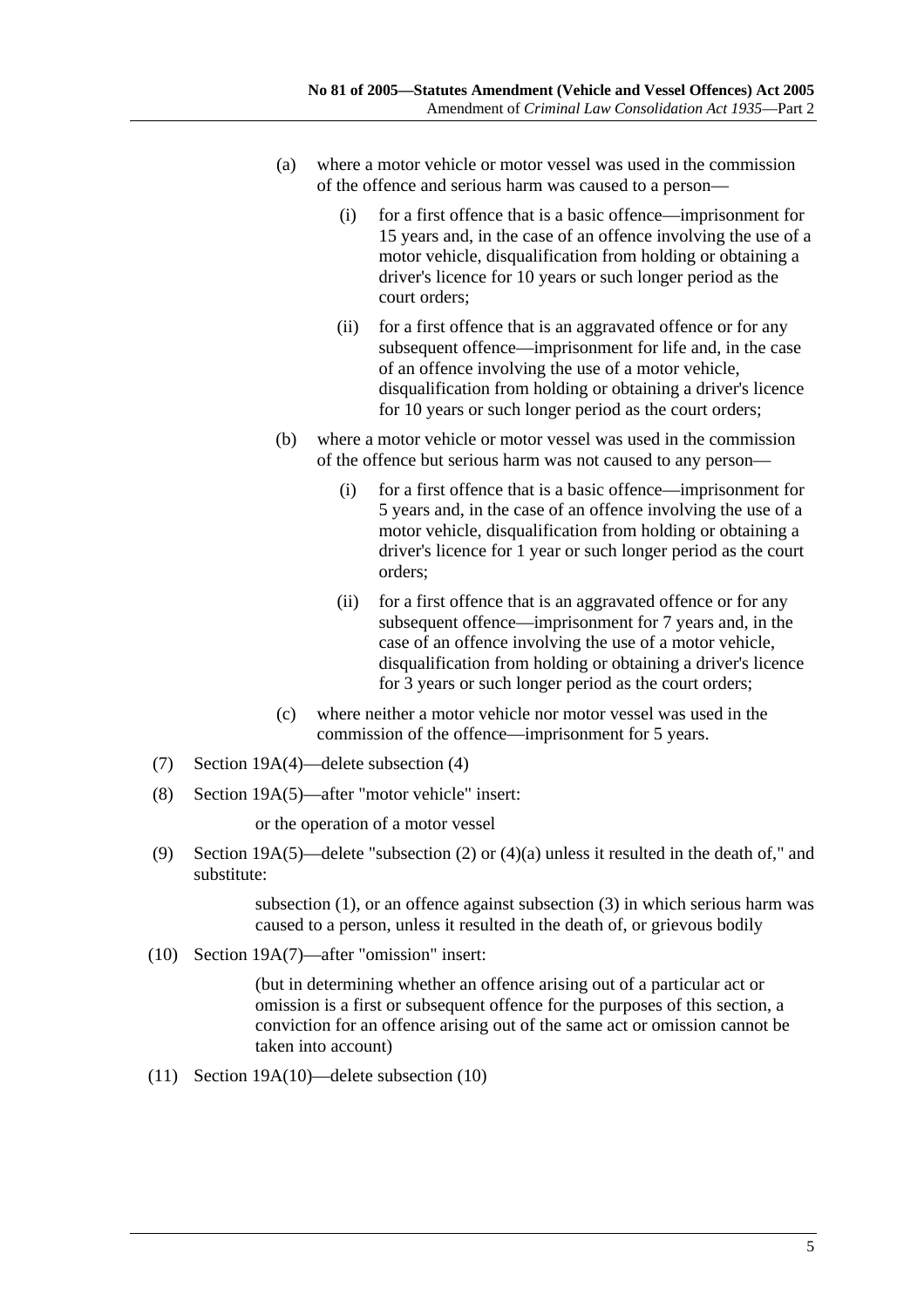(a) where a motor vehicle or motor vessel was used in the commission of the offence and serious harm was caused to a person—

(i) for a first offence that is a basic offence—imprisonment for 15 years and, in the case of an offence involving the use of a motor vehicle, disqualification from holding or obtaining a driver's licence for 10 years or such longer period as the court orders;

(ii) for a first offence that is an aggravated offence or for any subsequent offence—imprisonment for life and, in the case of an offence involving the use of a motor vehicle, disqualification from holding or obtaining a driver's licence for 10 years or such longer period as the court orders;

(b) where a motor vehicle or motor vessel was used in the commission of the offence but serious harm was not caused to any person—

(i) for a first offence that is a basic offence—imprisonment for 5 years and, in the case of an offence involving the use of a motor vehicle, disqualification from holding or obtaining a driver's licence for 1 year or such longer period as the court orders;

(ii) for a first offence that is an aggravated offence or for any subsequent offence—imprisonment for 7 years and, in the case of an offence involving the use of a motor vehicle, disqualification from holding or obtaining a driver's licence for 3 years or such longer period as the court orders;

(c) where neither a motor vehicle nor motor vessel was used in the commission of the offence—imprisonment for 5 years.

(7) Section 19A(4)—delete subsection (4)

(8) Section 19A(5)—after "motor vehicle" insert:

or the operation of a motor vessel

(9) Section 19A(5)—delete "subsection (2) or (4)(a) unless it resulted in the death of," and substitute:

subsection (1), or an offence against subsection (3) in which serious harm was caused to a person, unless it resulted in the death of, or grievous bodily

(10) Section 19A(7)—after "omission" insert:

(but in determining whether an offence arising out of a particular act or omission is a first or subsequent offence for the purposes of this section, a conviction for an offence arising out of the same act or omission cannot be taken into account)

(11) Section 19A(10)—delete subsection (10)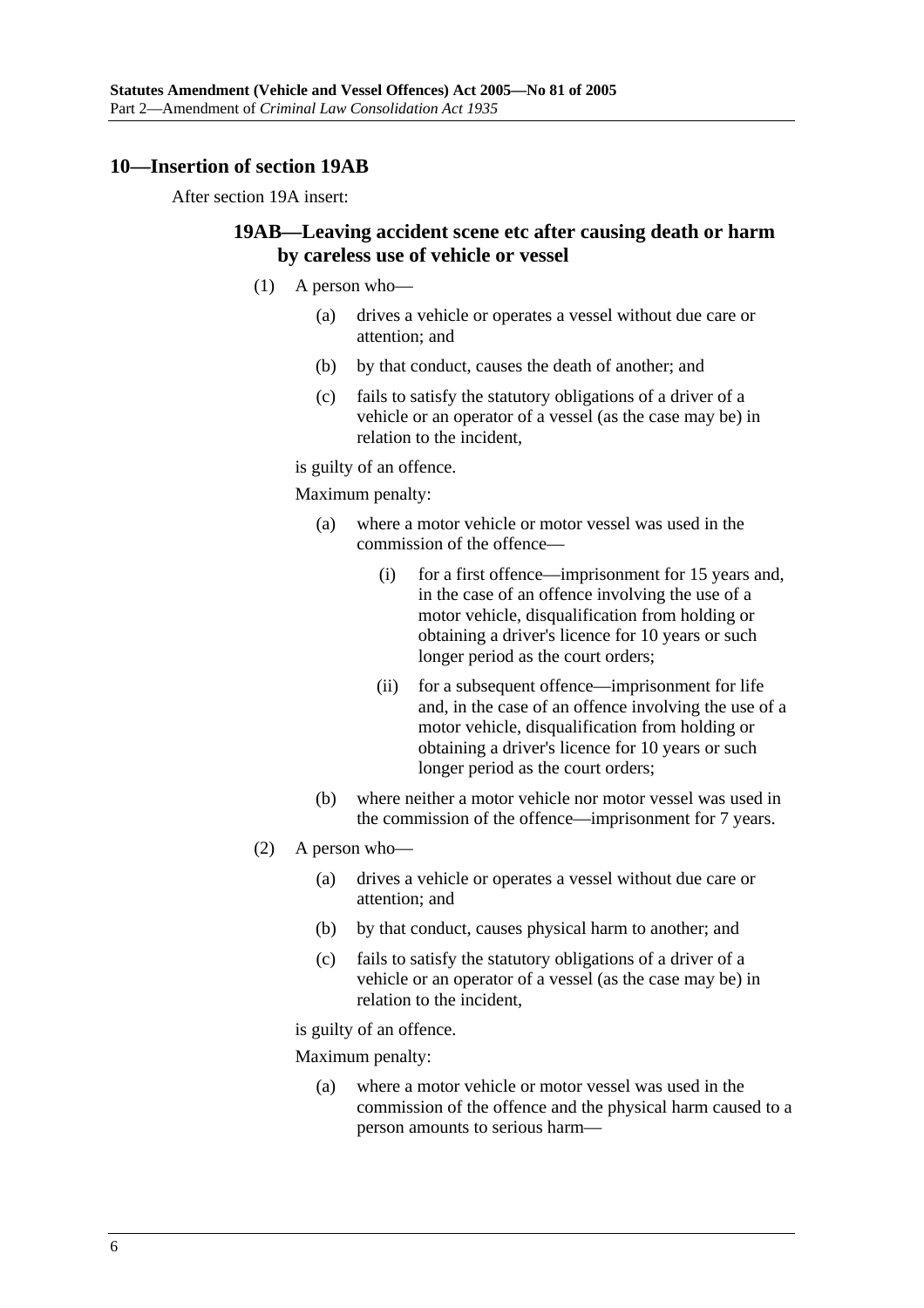## 10—Insertion of section 19AB

After section 19A insert:

### 19AB—Leaving accident scene etc after causing death or harm by careless use of vehicle or vessel

(1) A person who—

  (a) drives a vehicle or operates a vessel without due care or attention; and

  (b) by that conduct, causes the death of another; and

  (c) fails to satisfy the statutory obligations of a driver of a vehicle or an operator of a vessel (as the case may be) in relation to the incident,

is guilty of an offence.

Maximum penalty:

  (a) where a motor vehicle or motor vessel was used in the commission of the offence—

    (i) for a first offence—imprisonment for 15 years and, in the case of an offence involving the use of a motor vehicle, disqualification from holding or obtaining a driver's licence for 10 years or such longer period as the court orders;

    (ii) for a subsequent offence—imprisonment for life and, in the case of an offence involving the use of a motor vehicle, disqualification from holding or obtaining a driver's licence for 10 years or such longer period as the court orders;

  (b) where neither a motor vehicle nor motor vessel was used in the commission of the offence—imprisonment for 7 years.

(2) A person who—

  (a) drives a vehicle or operates a vessel without due care or attention; and

  (b) by that conduct, causes physical harm to another; and

  (c) fails to satisfy the statutory obligations of a driver of a vehicle or an operator of a vessel (as the case may be) in relation to the incident,

is guilty of an offence.

Maximum penalty:

  (a) where a motor vehicle or motor vessel was used in the commission of the offence and the physical harm caused to a person amounts to serious harm—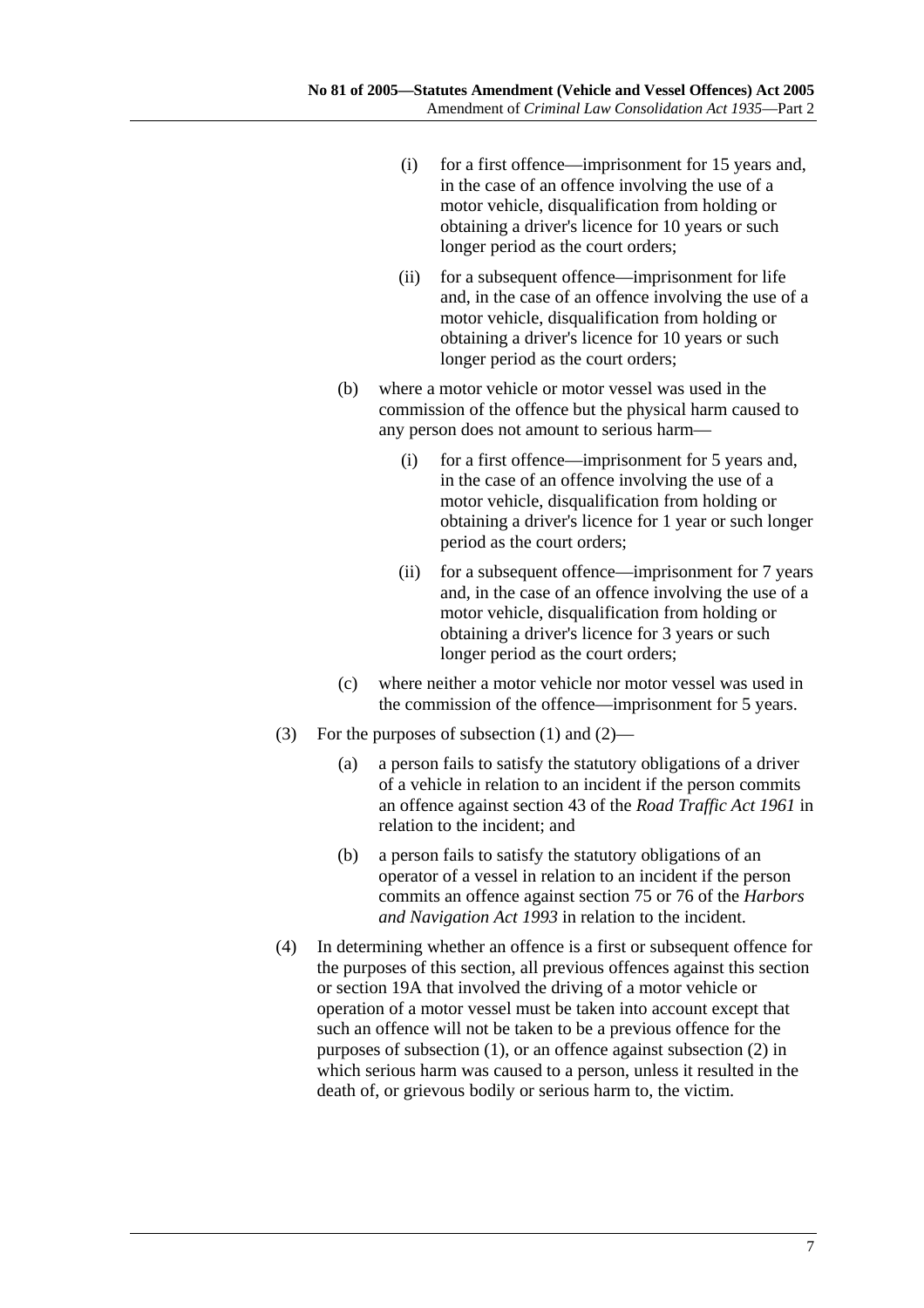(i) for a first offence—imprisonment for 15 years and, in the case of an offence involving the use of a motor vehicle, disqualification from holding or obtaining a driver's licence for 10 years or such longer period as the court orders;

(ii) for a subsequent offence—imprisonment for life and, in the case of an offence involving the use of a motor vehicle, disqualification from holding or obtaining a driver's licence for 10 years or such longer period as the court orders;

(b) where a motor vehicle or motor vessel was used in the commission of the offence but the physical harm caused to any person does not amount to serious harm—

(i) for a first offence—imprisonment for 5 years and, in the case of an offence involving the use of a motor vehicle, disqualification from holding or obtaining a driver's licence for 1 year or such longer period as the court orders;

(ii) for a subsequent offence—imprisonment for 7 years and, in the case of an offence involving the use of a motor vehicle, disqualification from holding or obtaining a driver's licence for 3 years or such longer period as the court orders;

(c) where neither a motor vehicle nor motor vessel was used in the commission of the offence—imprisonment for 5 years.

(3) For the purposes of subsection (1) and (2)—

(a) a person fails to satisfy the statutory obligations of a driver of a vehicle in relation to an incident if the person commits an offence against section 43 of the *Road Traffic Act 1961* in relation to the incident; and

(b) a person fails to satisfy the statutory obligations of an operator of a vessel in relation to an incident if the person commits an offence against section 75 or 76 of the *Harbors and Navigation Act 1993* in relation to the incident.

(4) In determining whether an offence is a first or subsequent offence for the purposes of this section, all previous offences against this section or section 19A that involved the driving of a motor vehicle or operation of a motor vessel must be taken into account except that such an offence will not be taken to be a previous offence for the purposes of subsection (1), or an offence against subsection (2) in which serious harm was caused to a person, unless it resulted in the death of, or grievous bodily or serious harm to, the victim.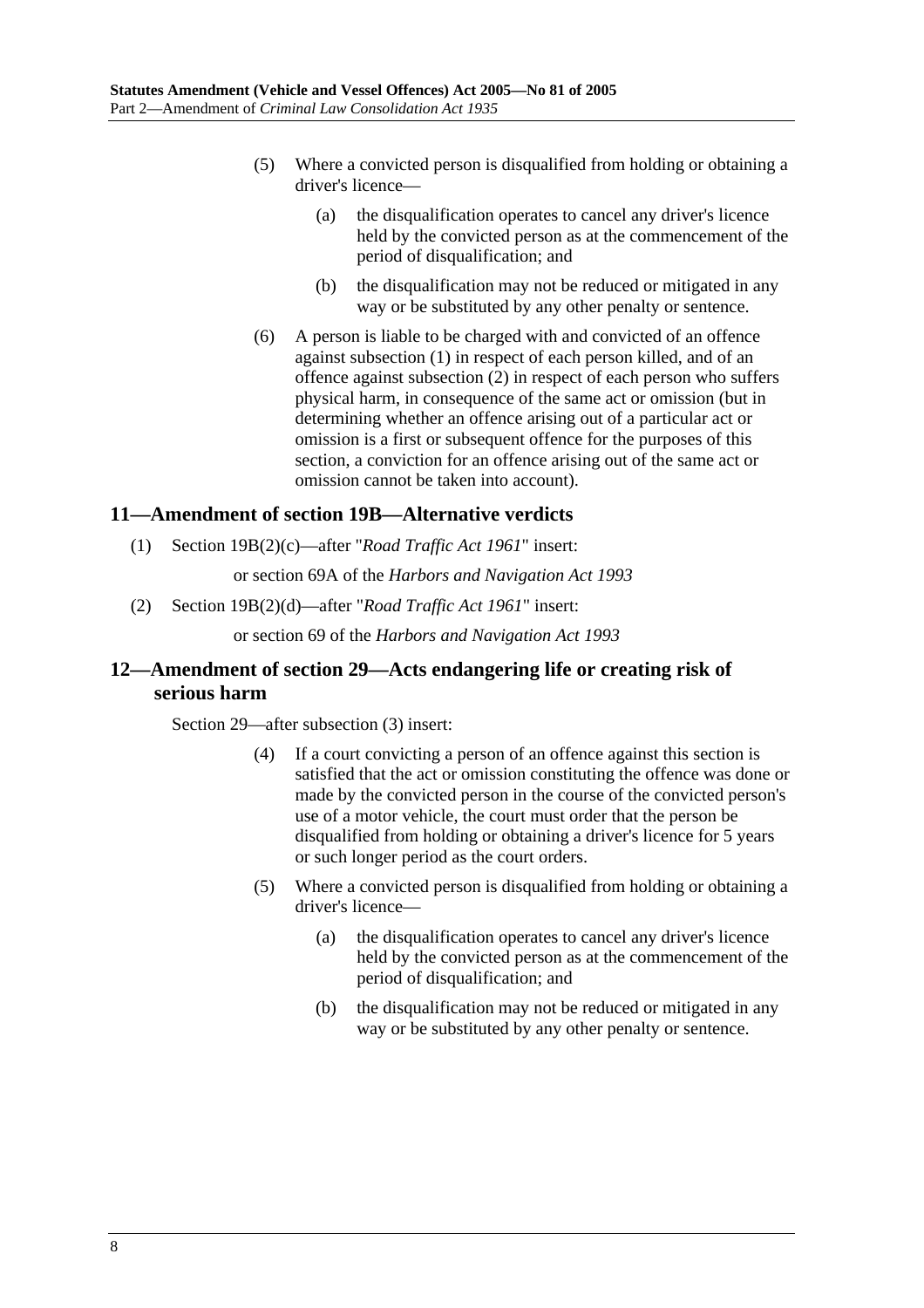(5) Where a convicted person is disqualified from holding or obtaining a driver's licence—

(a) the disqualification operates to cancel any driver's licence held by the convicted person as at the commencement of the period of disqualification; and

(b) the disqualification may not be reduced or mitigated in any way or be substituted by any other penalty or sentence.

(6) A person is liable to be charged with and convicted of an offence against subsection (1) in respect of each person killed, and of an offence against subsection (2) in respect of each person who suffers physical harm, in consequence of the same act or omission (but in determining whether an offence arising out of a particular act or omission is a first or subsequent offence for the purposes of this section, a conviction for an offence arising out of the same act or omission cannot be taken into account).

## 11—Amendment of section 19B—Alternative verdicts

(1) Section 19B(2)(c)—after "*Road Traffic Act 1961*" insert:

or section 69A of the *Harbors and Navigation Act 1993*

(2) Section 19B(2)(d)—after "*Road Traffic Act 1961*" insert:

or section 69 of the *Harbors and Navigation Act 1993*

## 12—Amendment of section 29—Acts endangering life or creating risk of serious harm

Section 29—after subsection (3) insert:

(4) If a court convicting a person of an offence against this section is satisfied that the act or omission constituting the offence was done or made by the convicted person in the course of the convicted person's use of a motor vehicle, the court must order that the person be disqualified from holding or obtaining a driver's licence for 5 years or such longer period as the court orders.

(5) Where a convicted person is disqualified from holding or obtaining a driver's licence—

(a) the disqualification operates to cancel any driver's licence held by the convicted person as at the commencement of the period of disqualification; and

(b) the disqualification may not be reduced or mitigated in any way or be substituted by any other penalty or sentence.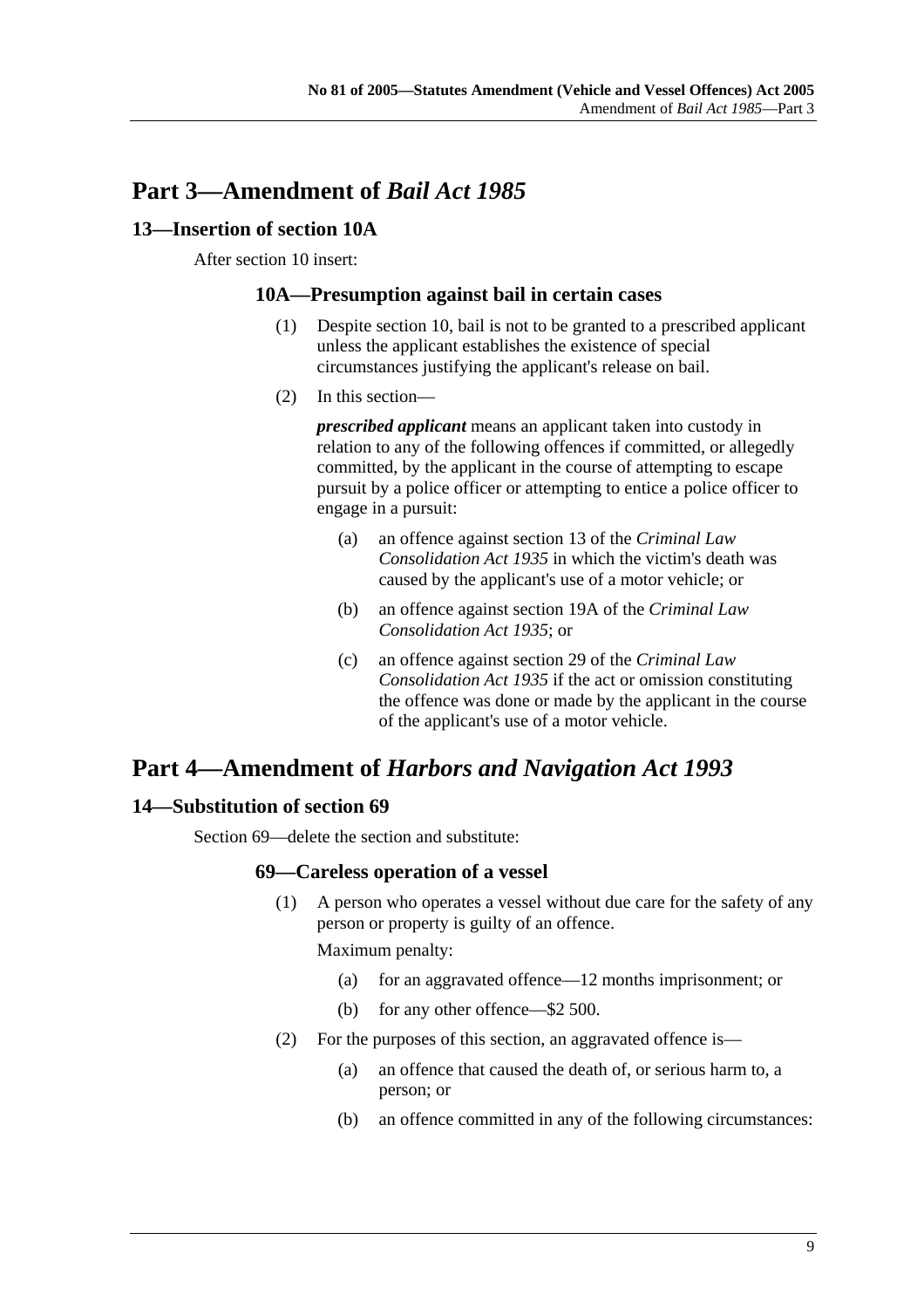# Part 3—Amendment of *Bail Act 1985*

## 13—Insertion of section 10A

After section 10 insert:

### 10A—Presumption against bail in certain cases

(1) Despite section 10, bail is not to be granted to a prescribed applicant unless the applicant establishes the existence of special circumstances justifying the applicant's release on bail.

(2) In this section—

***prescribed applicant*** means an applicant taken into custody in relation to any of the following offences if committed, or allegedly committed, by the applicant in the course of attempting to escape pursuit by a police officer or attempting to entice a police officer to engage in a pursuit:

- (a) an offence against section 13 of the *Criminal Law Consolidation Act 1935* in which the victim's death was caused by the applicant's use of a motor vehicle; or
- (b) an offence against section 19A of the *Criminal Law Consolidation Act 1935*; or
- (c) an offence against section 29 of the *Criminal Law Consolidation Act 1935* if the act or omission constituting the offence was done or made by the applicant in the course of the applicant's use of a motor vehicle.

# Part 4—Amendment of *Harbors and Navigation Act 1993*

## 14—Substitution of section 69

Section 69—delete the section and substitute:

### 69—Careless operation of a vessel

(1) A person who operates a vessel without due care for the safety of any person or property is guilty of an offence.

Maximum penalty:

- (a) for an aggravated offence—12 months imprisonment; or
- (b) for any other offence—$2 500.

(2) For the purposes of this section, an aggravated offence is—

- (a) an offence that caused the death of, or serious harm to, a person; or
- (b) an offence committed in any of the following circumstances: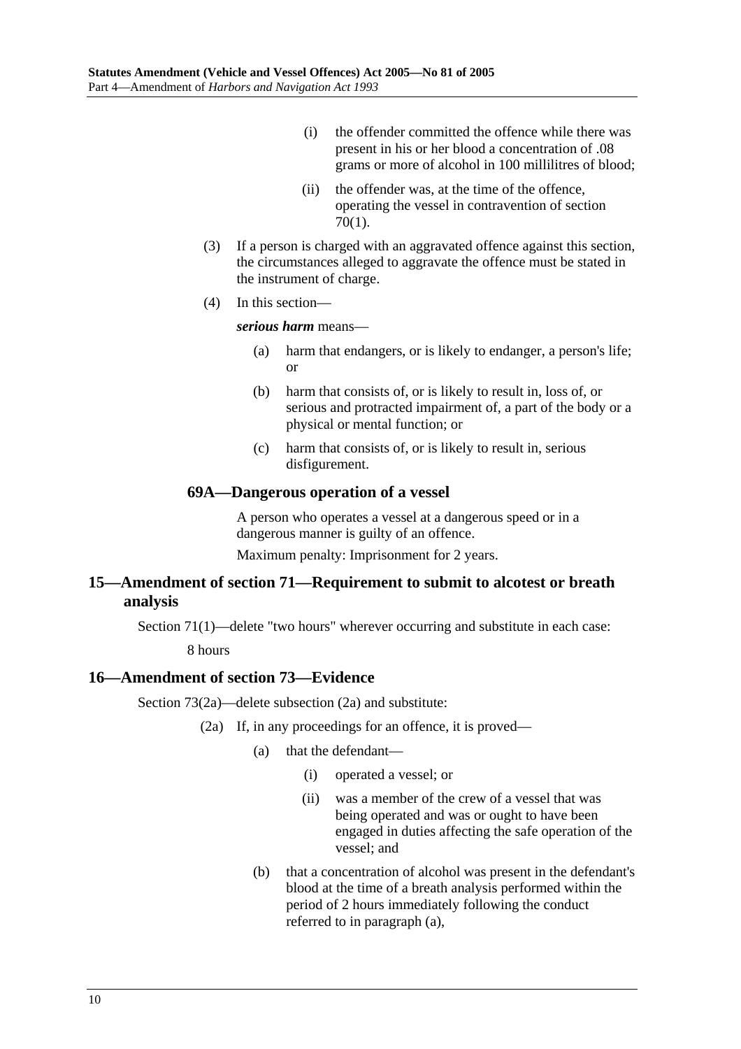(i) the offender committed the offence while there was present in his or her blood a concentration of .08 grams or more of alcohol in 100 millilitres of blood;

(ii) the offender was, at the time of the offence, operating the vessel in contravention of section 70(1).

(3) If a person is charged with an aggravated offence against this section, the circumstances alleged to aggravate the offence must be stated in the instrument of charge.

(4) In this section—

***serious harm*** means—

(a) harm that endangers, or is likely to endanger, a person's life; or

(b) harm that consists of, or is likely to result in, loss of, or serious and protracted impairment of, a part of the body or a physical or mental function; or

(c) harm that consists of, or is likely to result in, serious disfigurement.

### 69A—Dangerous operation of a vessel

A person who operates a vessel at a dangerous speed or in a dangerous manner is guilty of an offence.

Maximum penalty: Imprisonment for 2 years.

## 15—Amendment of section 71—Requirement to submit to alcotest or breath analysis

Section 71(1)—delete "two hours" wherever occurring and substitute in each case:

8 hours

## 16—Amendment of section 73—Evidence

Section 73(2a)—delete subsection (2a) and substitute:

(2a) If, in any proceedings for an offence, it is proved—

(a) that the defendant—

(i) operated a vessel; or

(ii) was a member of the crew of a vessel that was being operated and was or ought to have been engaged in duties affecting the safe operation of the vessel; and

(b) that a concentration of alcohol was present in the defendant's blood at the time of a breath analysis performed within the period of 2 hours immediately following the conduct referred to in paragraph (a),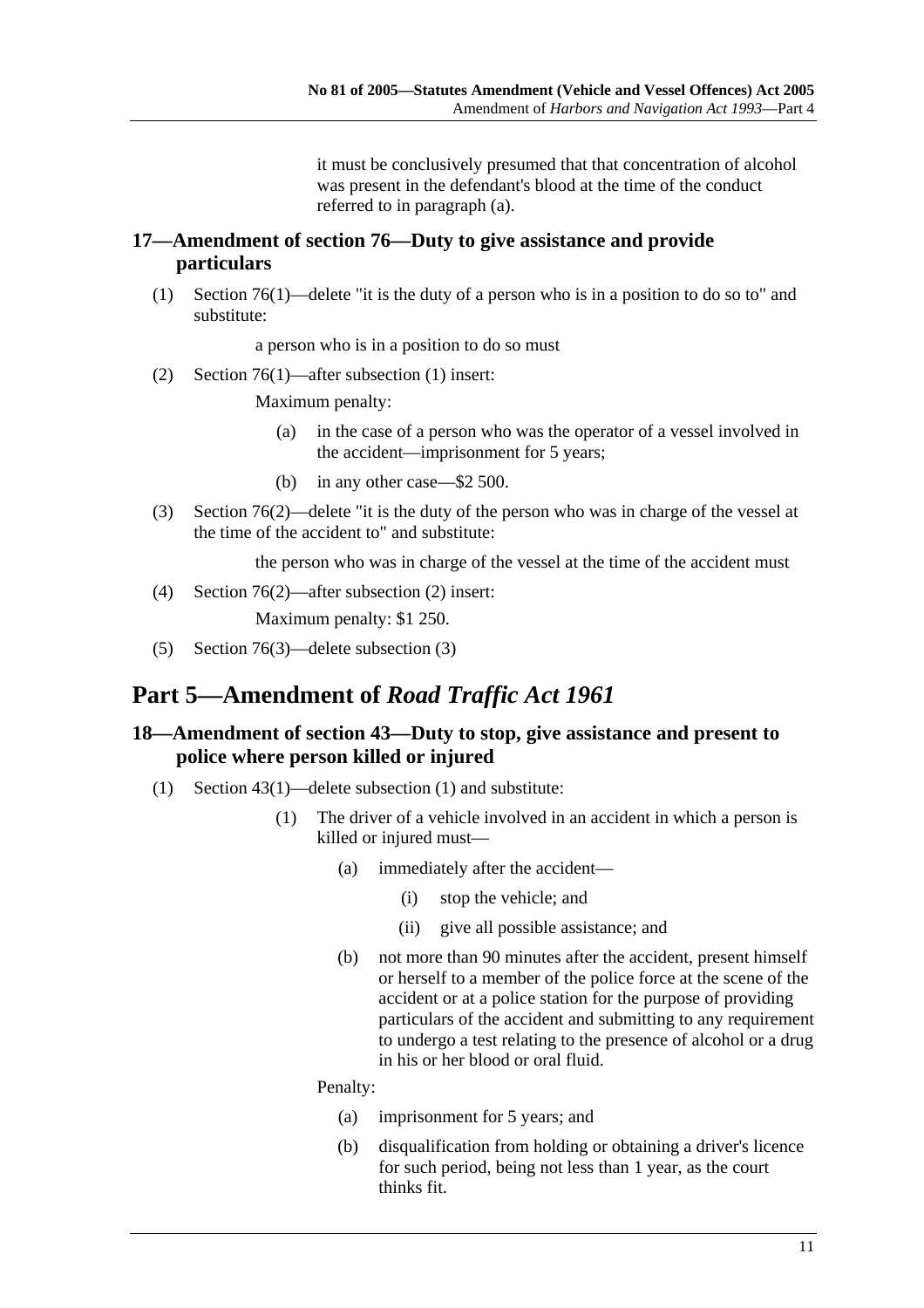it must be conclusively presumed that that concentration of alcohol was present in the defendant's blood at the time of the conduct referred to in paragraph (a).

### 17—Amendment of section 76—Duty to give assistance and provide particulars

(1) Section 76(1)—delete "it is the duty of a person who is in a position to do so to" and substitute:

a person who is in a position to do so must

(2) Section 76(1)—after subsection (1) insert:

Maximum penalty:

(a) in the case of a person who was the operator of a vessel involved in the accident—imprisonment for 5 years;

(b) in any other case—$2 500.

(3) Section 76(2)—delete "it is the duty of the person who was in charge of the vessel at the time of the accident to" and substitute:

the person who was in charge of the vessel at the time of the accident must

(4) Section 76(2)—after subsection (2) insert:

Maximum penalty: $1 250.

(5) Section 76(3)—delete subsection (3)

## Part 5—Amendment of *Road Traffic Act 1961*

### 18—Amendment of section 43—Duty to stop, give assistance and present to police where person killed or injured

(1) Section 43(1)—delete subsection (1) and substitute:

(1) The driver of a vehicle involved in an accident in which a person is killed or injured must—

(a) immediately after the accident—

(i) stop the vehicle; and

(ii) give all possible assistance; and

(b) not more than 90 minutes after the accident, present himself or herself to a member of the police force at the scene of the accident or at a police station for the purpose of providing particulars of the accident and submitting to any requirement to undergo a test relating to the presence of alcohol or a drug in his or her blood or oral fluid.

Penalty:

(a) imprisonment for 5 years; and

(b) disqualification from holding or obtaining a driver's licence for such period, being not less than 1 year, as the court thinks fit.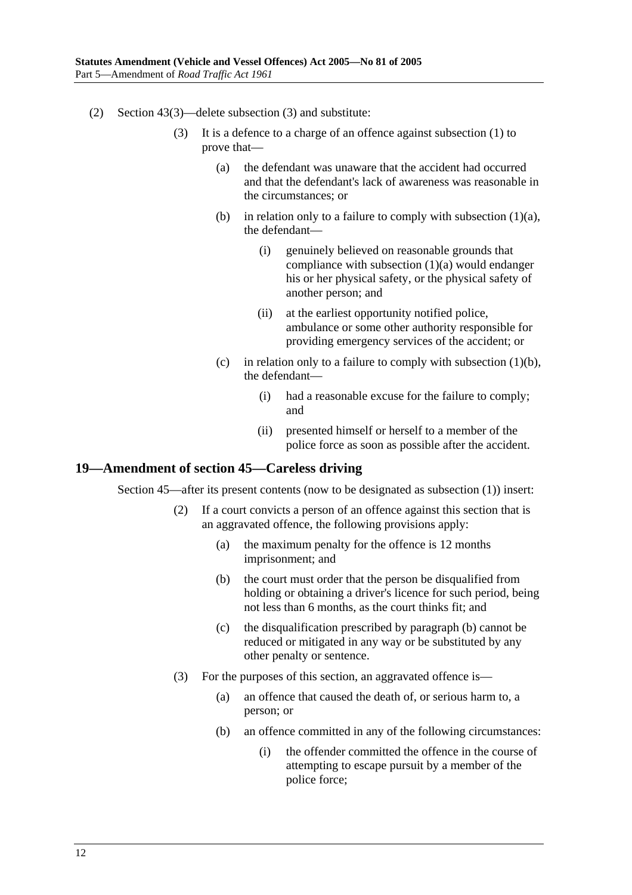(2) Section 43(3)—delete subsection (3) and substitute:

> (3) It is a defence to a charge of an offence against subsection (1) to prove that—
>
> > (a) the defendant was unaware that the accident had occurred and that the defendant's lack of awareness was reasonable in the circumstances; or
> >
> > (b) in relation only to a failure to comply with subsection (1)(a), the defendant—
> >
> > > (i) genuinely believed on reasonable grounds that compliance with subsection (1)(a) would endanger his or her physical safety, or the physical safety of another person; and
> > >
> > > (ii) at the earliest opportunity notified police, ambulance or some other authority responsible for providing emergency services of the accident; or
> >
> > (c) in relation only to a failure to comply with subsection (1)(b), the defendant—
> >
> > > (i) had a reasonable excuse for the failure to comply; and
> > >
> > > (ii) presented himself or herself to a member of the police force as soon as possible after the accident.

## 19—Amendment of section 45—Careless driving

Section 45—after its present contents (now to be designated as subsection (1)) insert:

> (2) If a court convicts a person of an offence against this section that is an aggravated offence, the following provisions apply:
>
> > (a) the maximum penalty for the offence is 12 months imprisonment; and
> >
> > (b) the court must order that the person be disqualified from holding or obtaining a driver's licence for such period, being not less than 6 months, as the court thinks fit; and
> >
> > (c) the disqualification prescribed by paragraph (b) cannot be reduced or mitigated in any way or be substituted by any other penalty or sentence.
>
> (3) For the purposes of this section, an aggravated offence is—
>
> > (a) an offence that caused the death of, or serious harm to, a person; or
> >
> > (b) an offence committed in any of the following circumstances:
> >
> > > (i) the offender committed the offence in the course of attempting to escape pursuit by a member of the police force;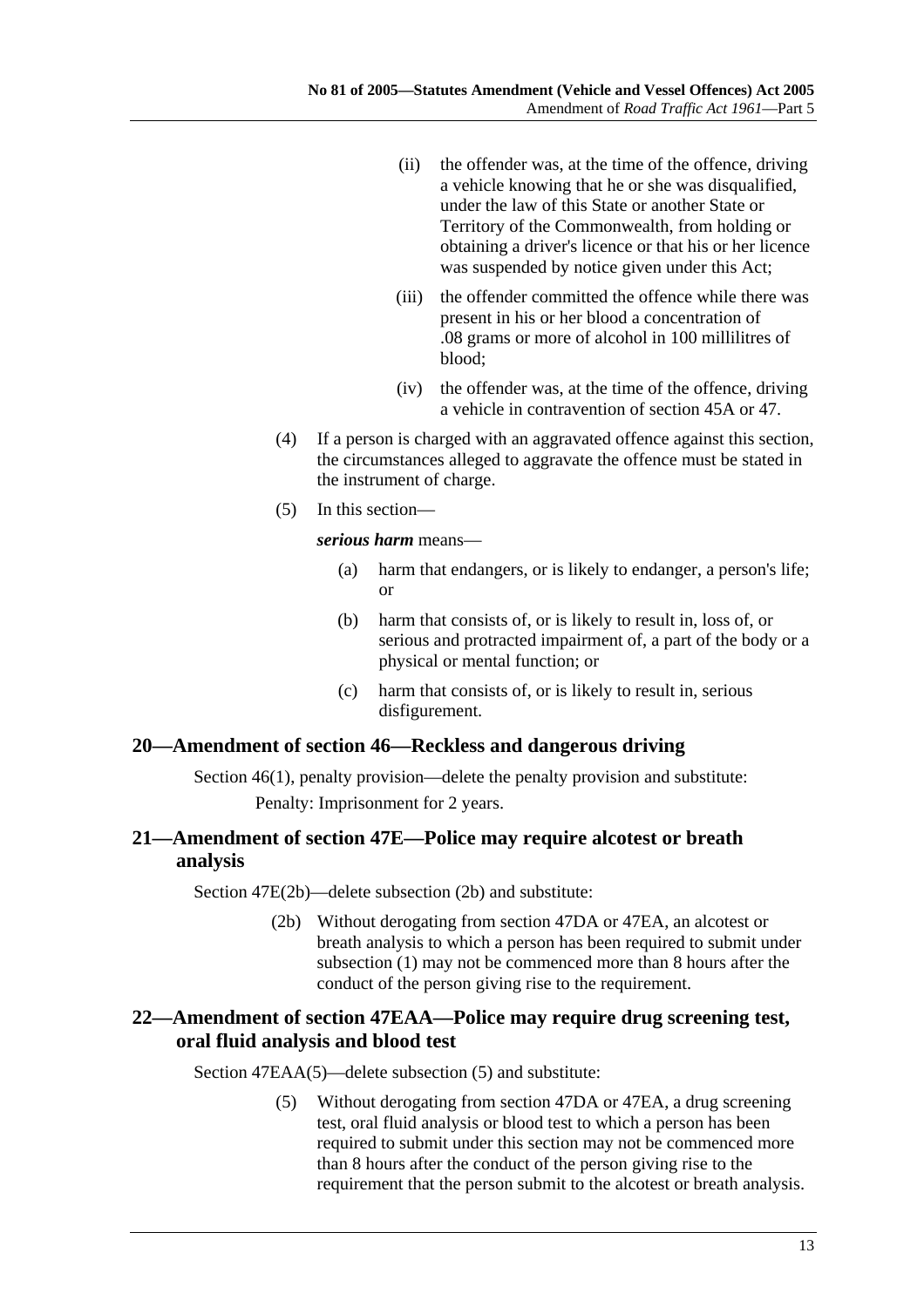(ii) the offender was, at the time of the offence, driving a vehicle knowing that he or she was disqualified, under the law of this State or another State or Territory of the Commonwealth, from holding or obtaining a driver's licence or that his or her licence was suspended by notice given under this Act;

(iii) the offender committed the offence while there was present in his or her blood a concentration of .08 grams or more of alcohol in 100 millilitres of blood;

(iv) the offender was, at the time of the offence, driving a vehicle in contravention of section 45A or 47.

(4) If a person is charged with an aggravated offence against this section, the circumstances alleged to aggravate the offence must be stated in the instrument of charge.

(5) In this section—

***serious harm*** means—

(a) harm that endangers, or is likely to endanger, a person's life; or

(b) harm that consists of, or is likely to result in, loss of, or serious and protracted impairment of, a part of the body or a physical or mental function; or

(c) harm that consists of, or is likely to result in, serious disfigurement.

## 20—Amendment of section 46—Reckless and dangerous driving

Section 46(1), penalty provision—delete the penalty provision and substitute:

Penalty: Imprisonment for 2 years.

## 21—Amendment of section 47E—Police may require alcotest or breath analysis

Section 47E(2b)—delete subsection (2b) and substitute:

(2b) Without derogating from section 47DA or 47EA, an alcotest or breath analysis to which a person has been required to submit under subsection (1) may not be commenced more than 8 hours after the conduct of the person giving rise to the requirement.

## 22—Amendment of section 47EAA—Police may require drug screening test, oral fluid analysis and blood test

Section 47EAA(5)—delete subsection (5) and substitute:

(5) Without derogating from section 47DA or 47EA, a drug screening test, oral fluid analysis or blood test to which a person has been required to submit under this section may not be commenced more than 8 hours after the conduct of the person giving rise to the requirement that the person submit to the alcotest or breath analysis.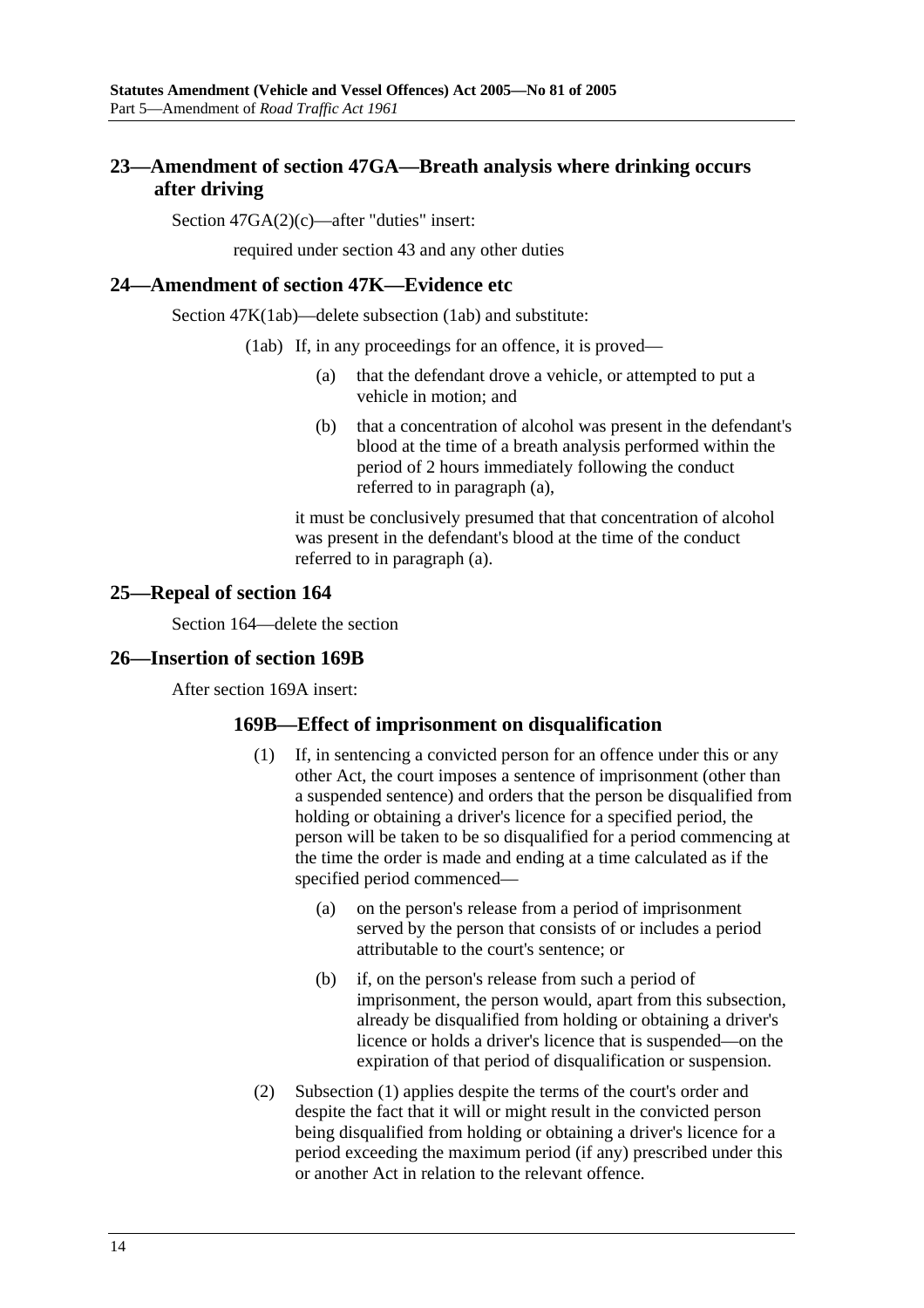## 23—Amendment of section 47GA—Breath analysis where drinking occurs after driving

Section 47GA(2)(c)—after "duties" insert:

required under section 43 and any other duties

## 24—Amendment of section 47K—Evidence etc

Section 47K(1ab)—delete subsection (1ab) and substitute:

(1ab) If, in any proceedings for an offence, it is proved—

(a) that the defendant drove a vehicle, or attempted to put a vehicle in motion; and

(b) that a concentration of alcohol was present in the defendant's blood at the time of a breath analysis performed within the period of 2 hours immediately following the conduct referred to in paragraph (a),

it must be conclusively presumed that that concentration of alcohol was present in the defendant's blood at the time of the conduct referred to in paragraph (a).

## 25—Repeal of section 164

Section 164—delete the section

## 26—Insertion of section 169B

After section 169A insert:

### 169B—Effect of imprisonment on disqualification

(1) If, in sentencing a convicted person for an offence under this or any other Act, the court imposes a sentence of imprisonment (other than a suspended sentence) and orders that the person be disqualified from holding or obtaining a driver's licence for a specified period, the person will be taken to be so disqualified for a period commencing at the time the order is made and ending at a time calculated as if the specified period commenced—

(a) on the person's release from a period of imprisonment served by the person that consists of or includes a period attributable to the court's sentence; or

(b) if, on the person's release from such a period of imprisonment, the person would, apart from this subsection, already be disqualified from holding or obtaining a driver's licence or holds a driver's licence that is suspended—on the expiration of that period of disqualification or suspension.

(2) Subsection (1) applies despite the terms of the court's order and despite the fact that it will or might result in the convicted person being disqualified from holding or obtaining a driver's licence for a period exceeding the maximum period (if any) prescribed under this or another Act in relation to the relevant offence.